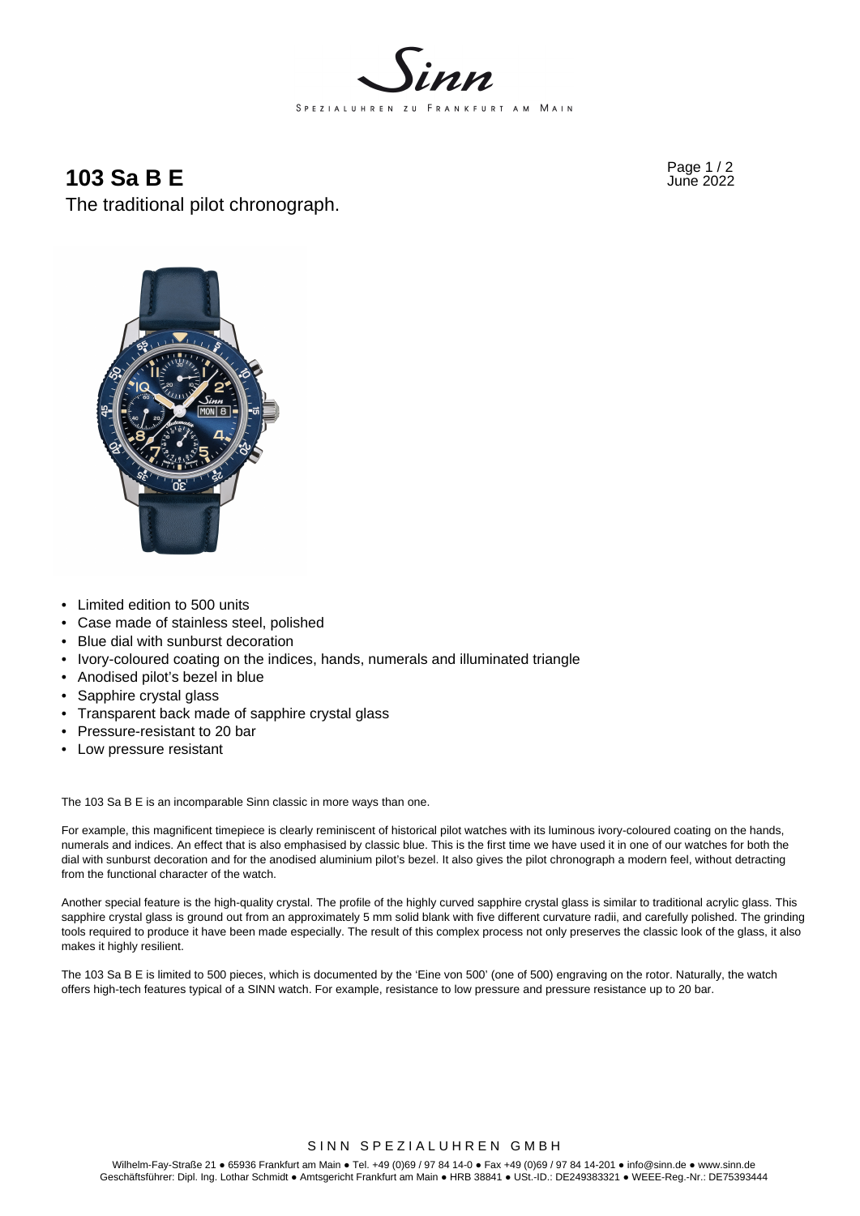# 103 Sa B E

The traditional pilot chronograph.

- Limited edition to 500 units
- Case made of stainless steel, polished
- Blue dial with sunburst decoration
- Ivory-coloured coating on the indices, hands, numerals and illuminated triangle
- Anodised pilot's bezel in blue
- Sapphire crystal glass
- Transparent back made of sapphire crystal glass
- Pressure-resistant to 20 bar
- Low pressure resistant

The 103 Sa B E is an incomparable Sinn classic in more ways than one.

For example, this magnificent timepiece is clearly reminiscent of historical pilot watches with its luminous ivory-coloured coating on the hands, numerals and indices. An effect that is also emphasised by classic blue. This is the first time we have used it in one of our watches for both the dial with sunburst decoration and for the anodised aluminium pilot's bezel. It also gives the pilot chronograph a modern feel, without detracting from the functional character of the watch.

Another special feature is the high-quality crystal. The profile of the highly curved sapphire crystal glass is similar to traditional acrylic glass. This sapphire crystal glass is ground out from an approximately 5 mm solid blank with five different curvature radii, and carefully polished. The grinding tools required to produce it have been made especially. The result of this complex process not only preserves the classic look of the glass, it also makes it highly resilient.

The 103 Sa B E is limited to 500 pieces, which is documented by the 'Eine von 500' (one of 500) engraving on the rotor. Naturally, the watch offers high-tech features typical of a SINN watch. For example, resistance to low pressure and pressure resistance up to 20 bar.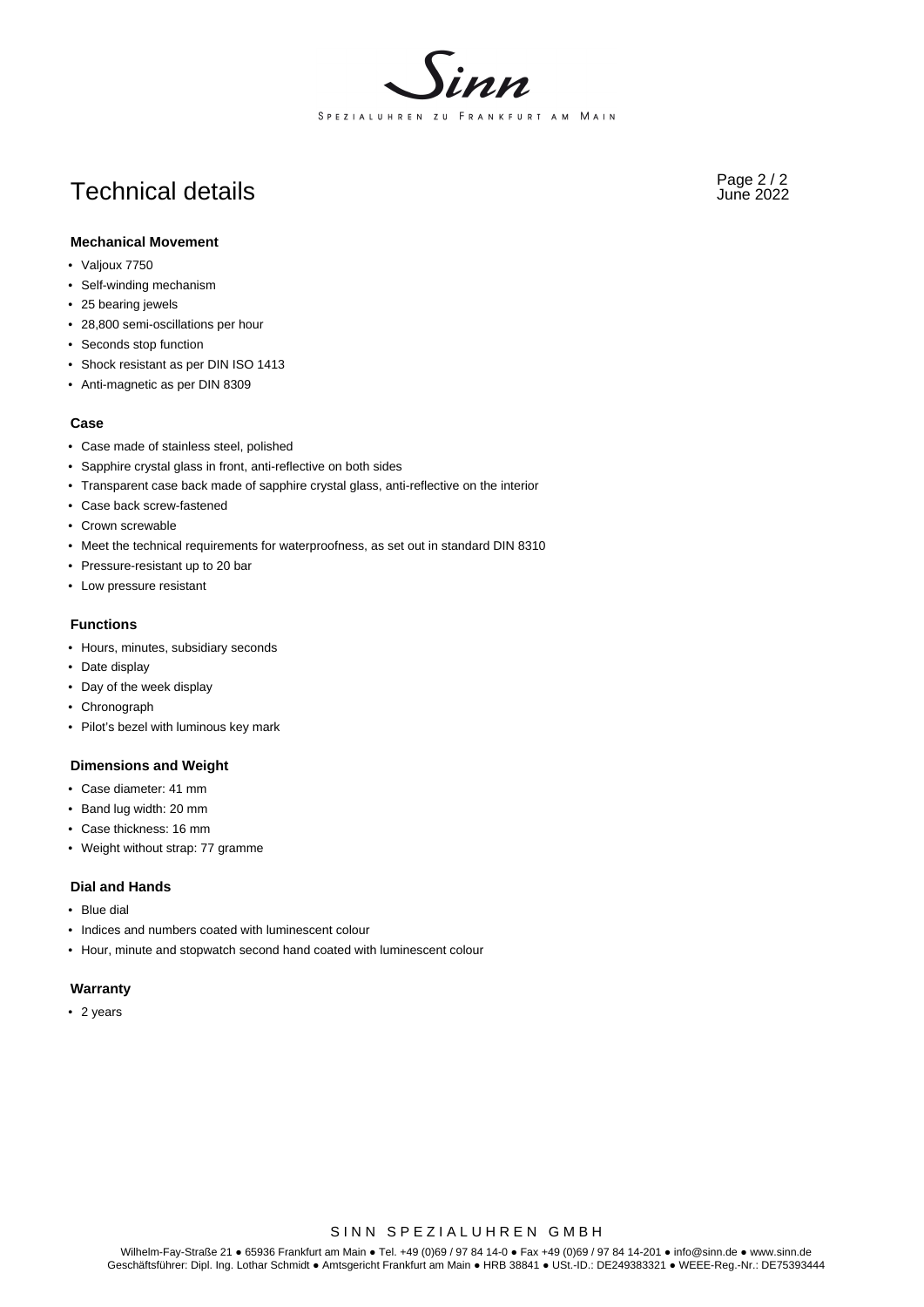# Technical details

June 2022

## Mechanical Movement

- Valjoux 7750
- Self-winding mechanism
- 25 bearing jewels
- 28,800 semi-oscillations per hour
- Seconds stop function
- Shock resistant as per DIN ISO 1413
- Anti-magnetic as per DIN 8309

## Case

- Case made of stainless steel, polished
- Sapphire crystal glass in front, anti-reflective on both sides
- Transparent case back made of sapphire crystal glass, anti-reflective on the interior
- Case back screw-fastened
- Crown screwable
- Meet the technical requirements for waterproofness, as set out in standard DIN 8310
- Pressure-resistant up to 20 bar
- Low pressure resistant

## Functions

- Hours, minutes, subsidiary seconds
- Date display
- Day of the week display
- Chronograph
- Pilot's bezel with luminous key mark

## Dimensions and Weight

- Case diameter: 41 mm
- Band lug width: 20 mm
- Case thickness: 16 mm
- Weight without strap: 77 gramme

## Dial and Hands

- Blue dial
- Indices and numbers coated with luminescent colour
- Hour, minute and stopwatch second hand coated with luminescent colour

## Warranty

- 2 years